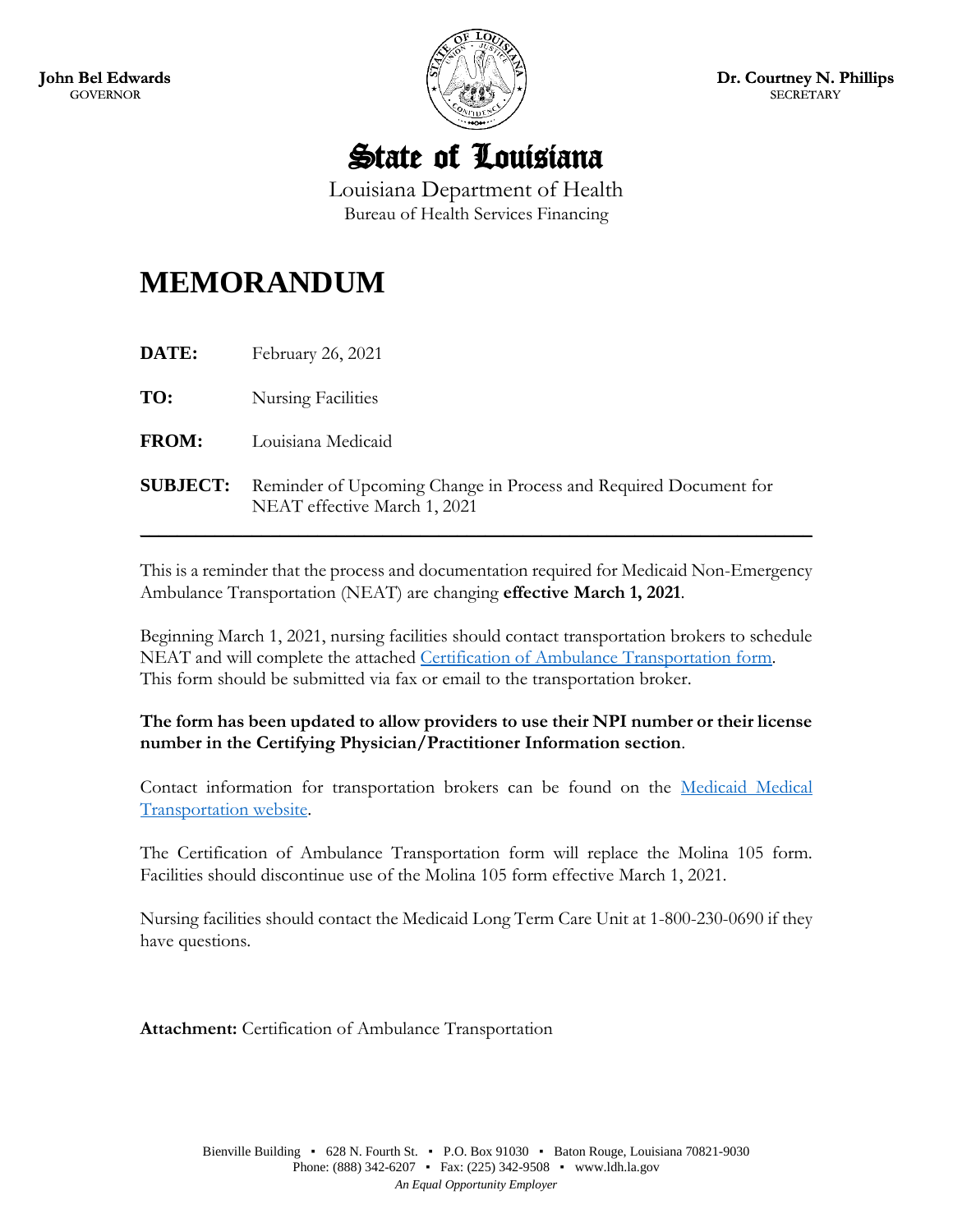John Bel Edwards
GOVERNOR

Dr. Courtney N. Phillips
SECRETARY

# State of Louisiana

Louisiana Department of Health
Bureau of Health Services Financing

# MEMORANDUM

**DATE:** February 26, 2021

**TO:** Nursing Facilities

**FROM:** Louisiana Medicaid

**SUBJECT:** Reminder of Upcoming Change in Process and Required Document for NEAT effective March 1, 2021

---

This is a reminder that the process and documentation required for Medicaid Non-Emergency Ambulance Transportation (NEAT) are changing **effective March 1, 2021**.

Beginning March 1, 2021, nursing facilities should contact transportation brokers to schedule NEAT and will complete the attached Certification of Ambulance Transportation form. This form should be submitted via fax or email to the transportation broker.

**The form has been updated to allow providers to use their NPI number or their license number in the Certifying Physician/Practitioner Information section**.

Contact information for transportation brokers can be found on the Medicaid Medical Transportation website.

The Certification of Ambulance Transportation form will replace the Molina 105 form. Facilities should discontinue use of the Molina 105 form effective March 1, 2021.

Nursing facilities should contact the Medicaid Long Term Care Unit at 1-800-230-0690 if they have questions.

**Attachment:** Certification of Ambulance Transportation

Bienville Building ▪ 628 N. Fourth St. ▪ P.O. Box 91030 ▪ Baton Rouge, Louisiana 70821-9030
Phone: (888) 342-6207 ▪ Fax: (225) 342-9508 ▪ www.ldh.la.gov
*An Equal Opportunity Employer*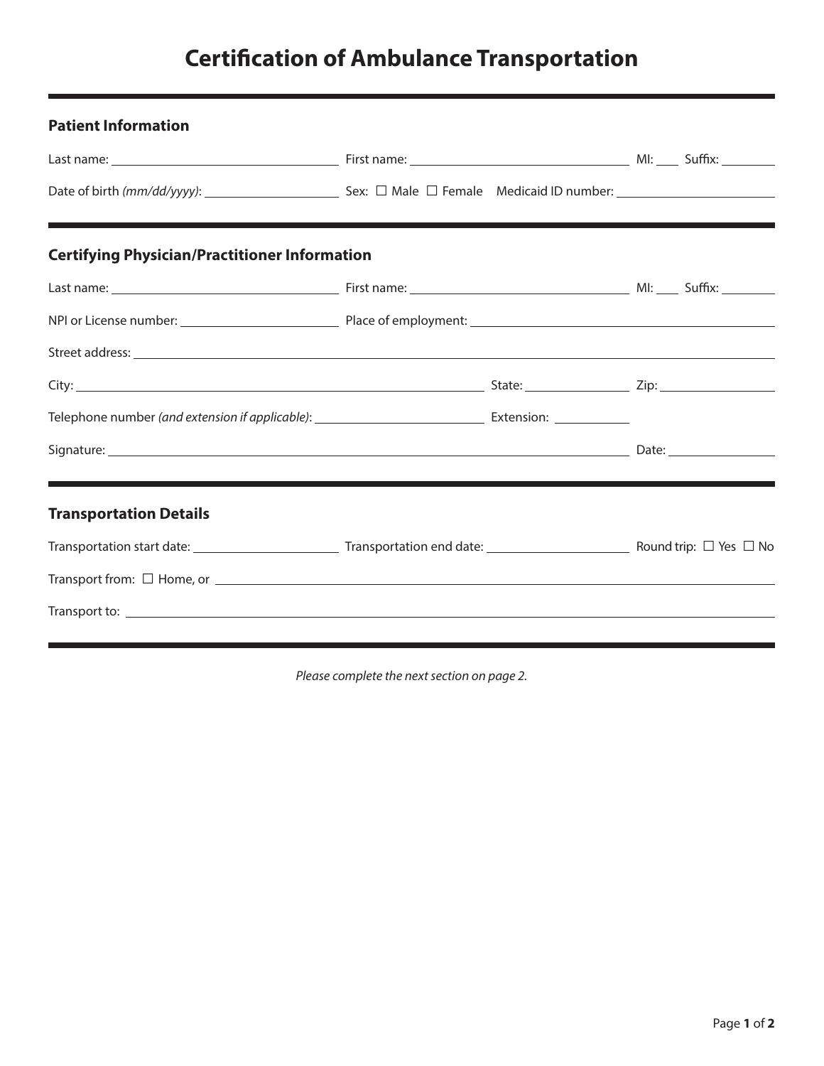# Certification of Ambulance Transportation

## Patient Information

Last name: ______________________ First name: ______________________ MI: ____ Suffix: ________

Date of birth *(mm/dd/yyyy)*: ______________ Sex: ☐ Male ☐ Female Medicaid ID number: ______________

## Certifying Physician/Practitioner Information

Last name: ______________________ First name: ______________________ MI: ____ Suffix: ________

NPI or License number: ______________ Place of employment: ______________________

Street address: ______________________________________________

City: ______________________ State: __________ Zip: __________

Telephone number *(and extension if applicable)*: ______________ Extension: ________

Signature: ______________________________________________ Date: __________

## Transportation Details

Transportation start date: ______________ Transportation end date: ______________ Round trip: ☐ Yes ☐ No

Transport from: ☐ Home, or ______________________________________________

Transport to: ______________________________________________

*Please complete the next section on page 2.*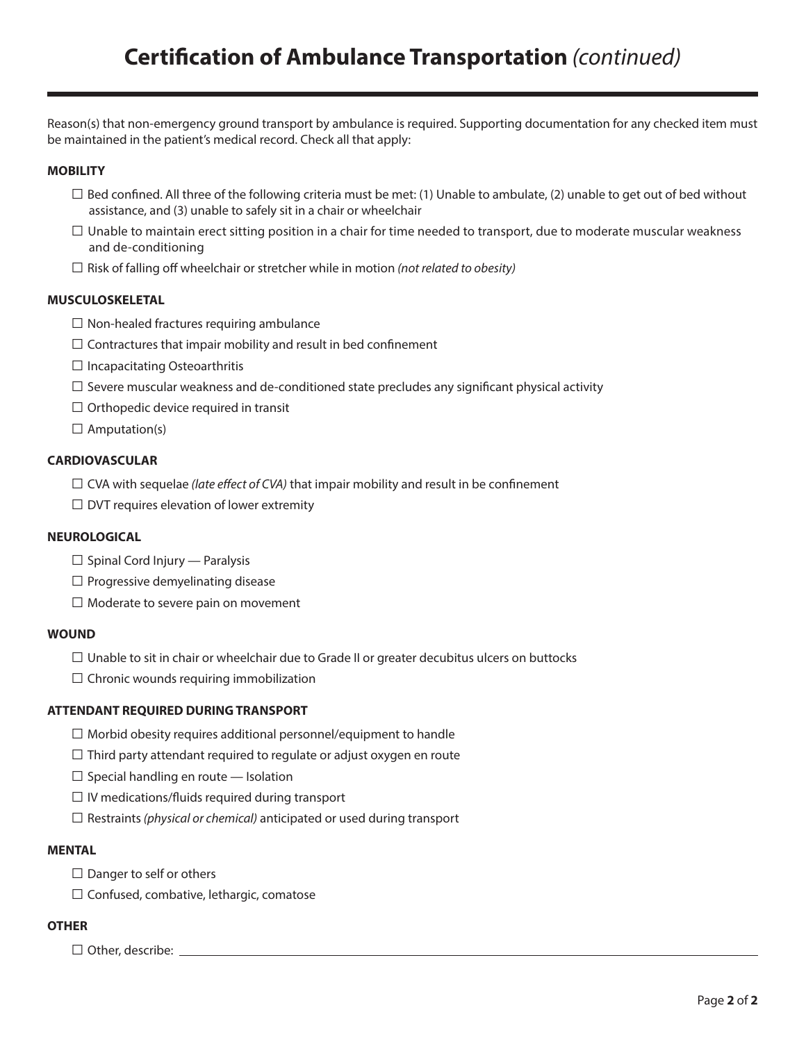# **Certification of Ambulance Transportation** *(continued)*

Reason(s) that non-emergency ground transport by ambulance is required. Supporting documentation for any checked item must be maintained in the patient's medical record. Check all that apply:

**MOBILITY**

- ☐ Bed confined. All three of the following criteria must be met: (1) Unable to ambulate, (2) unable to get out of bed without assistance, and (3) unable to safely sit in a chair or wheelchair
- ☐ Unable to maintain erect sitting position in a chair for time needed to transport, due to moderate muscular weakness and de-conditioning
- ☐ Risk of falling off wheelchair or stretcher while in motion *(not related to obesity)*

**MUSCULOSKELETAL**

- ☐ Non-healed fractures requiring ambulance
- ☐ Contractures that impair mobility and result in bed confinement
- ☐ Incapacitating Osteoarthritis
- ☐ Severe muscular weakness and de-conditioned state precludes any significant physical activity
- ☐ Orthopedic device required in transit
- ☐ Amputation(s)

**CARDIOVASCULAR**

- ☐ CVA with sequelae *(late effect of CVA)* that impair mobility and result in be confinement
- ☐ DVT requires elevation of lower extremity

**NEUROLOGICAL**

- ☐ Spinal Cord Injury — Paralysis
- ☐ Progressive demyelinating disease
- ☐ Moderate to severe pain on movement

**WOUND**

- ☐ Unable to sit in chair or wheelchair due to Grade II or greater decubitus ulcers on buttocks
- ☐ Chronic wounds requiring immobilization

**ATTENDANT REQUIRED DURING TRANSPORT**

- ☐ Morbid obesity requires additional personnel/equipment to handle
- ☐ Third party attendant required to regulate or adjust oxygen en route
- ☐ Special handling en route — Isolation
- ☐ IV medications/fluids required during transport
- ☐ Restraints *(physical or chemical)* anticipated or used during transport

**MENTAL**

- ☐ Danger to self or others
- ☐ Confused, combative, lethargic, comatose

**OTHER**

- ☐ Other, describe: ______________________________